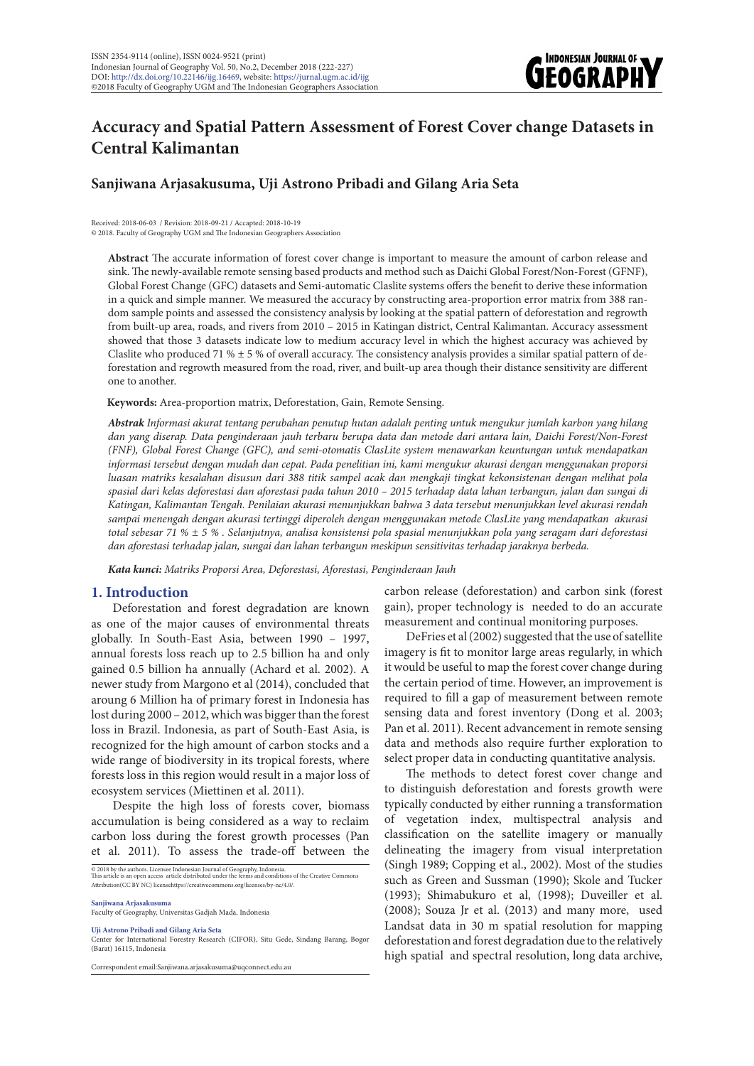# Accuracy and Spatial Pattern Assessment of Forest Cover change Datasets in Central Kalimantan

## Sanjiwana Arjasakusuma, Uji Astrono Pribadi and Gilang Aria Seta

Received: 2018-06-03 / Revision: 2018-09-21 / Accapted: 2018-10-19
© 2018. Faculty of Geography UGM and The Indonesian Geographers Association

**Abstract** The accurate information of forest cover change is important to measure the amount of carbon release and sink. The newly-available remote sensing based products and method such as Daichi Global Forest/Non-Forest (GFNF), Global Forest Change (GFC) datasets and Semi-automatic Claslite systems offers the benefit to derive these information in a quick and simple manner. We measured the accuracy by constructing area-proportion error matrix from 388 random sample points and assessed the consistency analysis by looking at the spatial pattern of deforestation and regrowth from built-up area, roads, and rivers from 2010 – 2015 in Katingan district, Central Kalimantan. Accuracy assessment showed that those 3 datasets indicate low to medium accuracy level in which the highest accuracy was achieved by Claslite who produced 71 % ± 5 % of overall accuracy. The consistency analysis provides a similar spatial pattern of deforestation and regrowth measured from the road, river, and built-up area though their distance sensitivity are different one to another.

**Keywords:** Area-proportion matrix, Deforestation, Gain, Remote Sensing.

***Abstrak*** *Informasi akurat tentang perubahan penutup hutan adalah penting untuk mengukur jumlah karbon yang hilang dan yang diserap. Data penginderaan jauh terbaru berupa data dan metode dari antara lain, Daichi Forest/Non-Forest (FNF), Global Forest Change (GFC), and semi-otomatis ClasLite system menawarkan keuntungan untuk mendapatkan informasi tersebut dengan mudah dan cepat. Pada penelitian ini, kami mengukur akurasi dengan menggunakan proporsi luasan matriks kesalahan disusun dari 388 titik sampel acak dan mengkaji tingkat kekonsistenan dengan melihat pola spasial dari kelas deforestasi dan aforestasi pada tahun 2010 – 2015 terhadap data lahan terbangun, jalan dan sungai di Katingan, Kalimantan Tengah. Penilaian akurasi menunjukkan bahwa 3 data tersebut menunjukkan level akurasi rendah sampai menengah dengan akurasi tertinggi diperoleh dengan menggunakan metode ClasLite yang mendapatkan akurasi total sebesar 71 % ± 5 % . Selanjutnya, analisa konsistensi pola spasial menunjukkan pola yang seragam dari deforestasi dan aforestasi terhadap jalan, sungai dan lahan terbangun meskipun sensitivitas terhadap jaraknya berbeda.*

***Kata kunci:*** *Matriks Proporsi Area, Deforestasi, Aforestasi, Penginderaan Jauh*

## 1. Introduction

Deforestation and forest degradation are known as one of the major causes of environmental threats globally. In South-East Asia, between 1990 – 1997, annual forests loss reach up to 2.5 billion ha and only gained 0.5 billion ha annually (Achard et al. 2002). A newer study from Margono et al (2014), concluded that aroung 6 Million ha of primary forest in Indonesia has lost during 2000 – 2012, which was bigger than the forest loss in Brazil. Indonesia, as part of South-East Asia, is recognized for the high amount of carbon stocks and a wide range of biodiversity in its tropical forests, where forests loss in this region would result in a major loss of ecosystem services (Miettinen et al. 2011).

Despite the high loss of forests cover, biomass accumulation is being considered as a way to reclaim carbon loss during the forest growth processes (Pan et al. 2011). To assess the trade-off between the carbon release (deforestation) and carbon sink (forest gain), proper technology is needed to do an accurate measurement and continual monitoring purposes.

DeFries et al (2002) suggested that the use of satellite imagery is fit to monitor large areas regularly, in which it would be useful to map the forest cover change during the certain period of time. However, an improvement is required to fill a gap of measurement between remote sensing data and forest inventory (Dong et al. 2003; Pan et al. 2011). Recent advancement in remote sensing data and methods also require further exploration to select proper data in conducting quantitative analysis.

The methods to detect forest cover change and to distinguish deforestation and forests growth were typically conducted by either running a transformation of vegetation index, multispectral analysis and classification on the satellite imagery or manually delineating the imagery from visual interpretation (Singh 1989; Copping et al., 2002). Most of the studies such as Green and Sussman (1990); Skole and Tucker (1993); Shimabukuro et al, (1998); Duveiller et al. (2008); Souza Jr et al. (2013) and many more, used Landsat data in 30 m spatial resolution for mapping deforestation and forest degradation due to the relatively high spatial and spectral resolution, long data archive,

© 2018 by the authors. Licensee Indonesian Journal of Geography, Indonesia.
This article is an open access article distributed under the terms and conditions of the Creative Commons Attribution(CC BY NC) licensehttps://creativecommons.org/licenses/by-nc/4.0/.

**Sanjiwana Arjasakusuma**
Faculty of Geography, Universitas Gadjah Mada, Indonesia

**Uji Astrono Pribadi and Gilang Aria Seta**
Center for International Forestry Research (CIFOR), Situ Gede, Sindang Barang, Bogor (Barat) 16115, Indonesia

Correspondent email:Sanjiwana.arjasakusuma@uqconnect.edu.au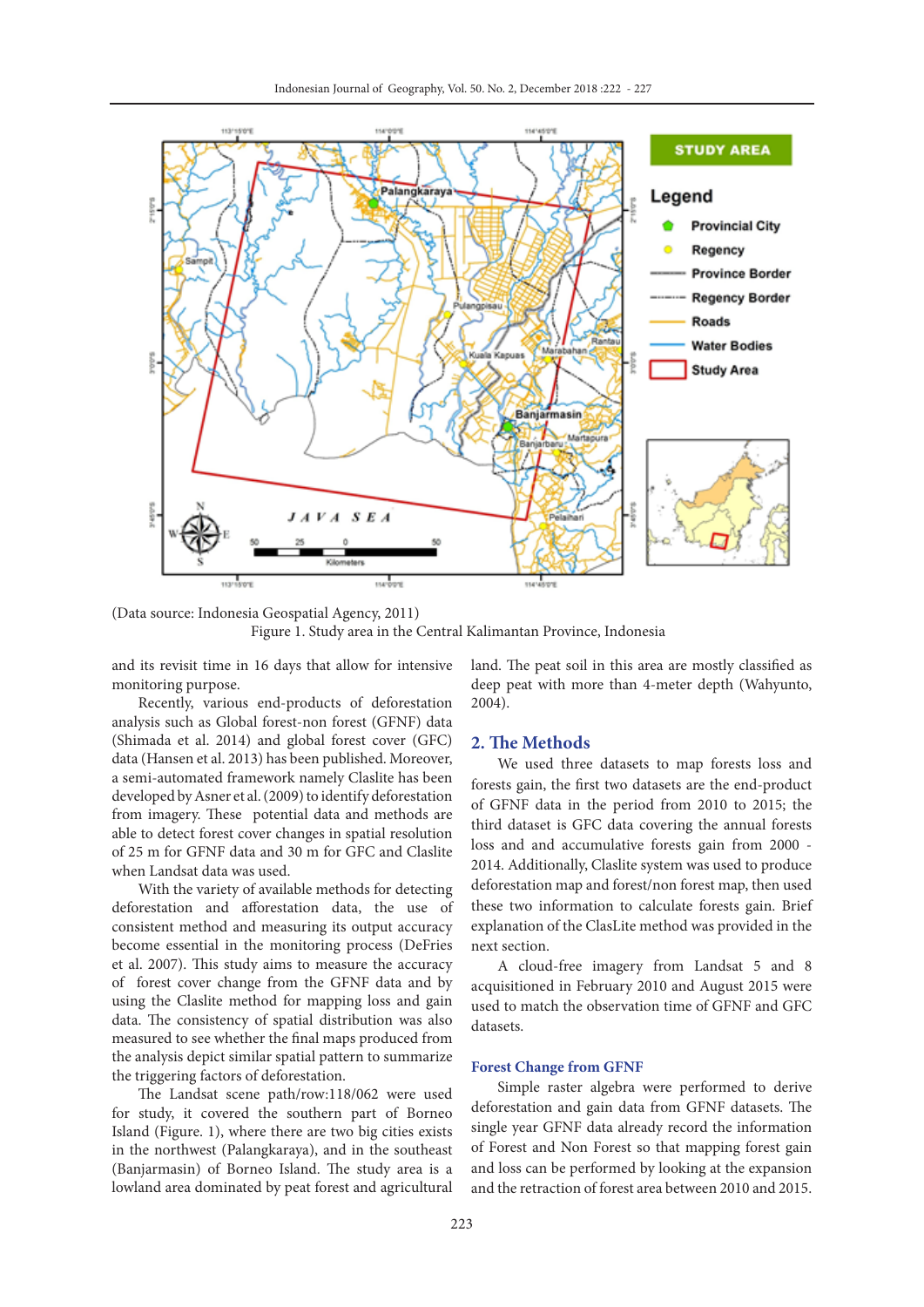(Data source: Indonesia Geospatial Agency, 2011)

Figure 1. Study area in the Central Kalimantan Province, Indonesia

and its revisit time in 16 days that allow for intensive monitoring purpose.

Recently, various end-products of deforestation analysis such as Global forest-non forest (GFNF) data (Shimada et al. 2014) and global forest cover (GFC) data (Hansen et al. 2013) has been published. Moreover, a semi-automated framework namely Claslite has been developed by Asner et al. (2009) to identify deforestation from imagery. These potential data and methods are able to detect forest cover changes in spatial resolution of 25 m for GFNF data and 30 m for GFC and Claslite when Landsat data was used.

With the variety of available methods for detecting deforestation and afforestation data, the use of consistent method and measuring its output accuracy become essential in the monitoring process (DeFries et al. 2007). This study aims to measure the accuracy of forest cover change from the GFNF data and by using the Claslite method for mapping loss and gain data. The consistency of spatial distribution was also measured to see whether the final maps produced from the analysis depict similar spatial pattern to summarize the triggering factors of deforestation.

The Landsat scene path/row:118/062 were used for study, it covered the southern part of Borneo Island (Figure. 1), where there are two big cities exists in the northwest (Palangkaraya), and in the southeast (Banjarmasin) of Borneo Island. The study area is a lowland area dominated by peat forest and agricultural land. The peat soil in this area are mostly classified as deep peat with more than 4-meter depth (Wahyunto, 2004).

## 2. The Methods

We used three datasets to map forests loss and forests gain, the first two datasets are the end-product of GFNF data in the period from 2010 to 2015; the third dataset is GFC data covering the annual forests loss and and accumulative forests gain from 2000 - 2014. Additionally, Claslite system was used to produce deforestation map and forest/non forest map, then used these two information to calculate forests gain. Brief explanation of the ClasLite method was provided in the next section.

A cloud-free imagery from Landsat 5 and 8 acquisitioned in February 2010 and August 2015 were used to match the observation time of GFNF and GFC datasets.

### Forest Change from GFNF

Simple raster algebra were performed to derive deforestation and gain data from GFNF datasets. The single year GFNF data already record the information of Forest and Non Forest so that mapping forest gain and loss can be performed by looking at the expansion and the retraction of forest area between 2010 and 2015.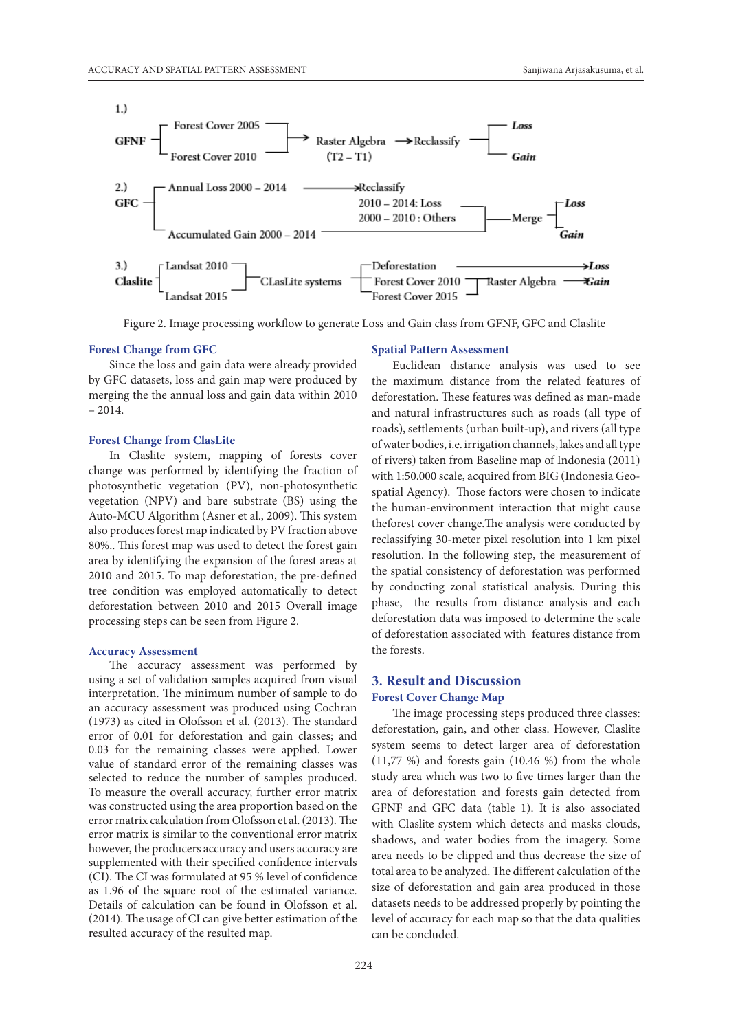1.)

GFNF — Forest Cover 2005 / Forest Cover 2010 → Raster Algebra (T2 – T1) → Reclassify → *Loss* / *Gain*

2.)

GFC — Annual Loss 2000 – 2014 → Reclassify (2010 – 2014: Loss; 2000 – 2010 : Others) / Accumulated Gain 2000 – 2014 → Merge → *Loss* / *Gain*

3.)

Claslite — Landsat 2010 / Landsat 2015 → CLasLite systems → Deforestation → *Loss*; Forest Cover 2010 / Forest Cover 2015 → Raster Algebra → *Gain*

Figure 2. Image processing workflow to generate Loss and Gain class from GFNF, GFC and Claslite

### Forest Change from GFC

Since the loss and gain data were already provided by GFC datasets, loss and gain map were produced by merging the the annual loss and gain data within 2010 – 2014.

### Forest Change from ClasLite

In Claslite system, mapping of forests cover change was performed by identifying the fraction of photosynthetic vegetation (PV), non-photosynthetic vegetation (NPV) and bare substrate (BS) using the Auto-MCU Algorithm (Asner et al., 2009). This system also produces forest map indicated by PV fraction above 80%.. This forest map was used to detect the forest gain area by identifying the expansion of the forest areas at 2010 and 2015. To map deforestation, the pre-defined tree condition was employed automatically to detect deforestation between 2010 and 2015 Overall image processing steps can be seen from Figure 2.

### Accuracy Assessment

The accuracy assessment was performed by using a set of validation samples acquired from visual interpretation. The minimum number of sample to do an accuracy assessment was produced using Cochran (1973) as cited in Olofsson et al. (2013). The standard error of 0.01 for deforestation and gain classes; and 0.03 for the remaining classes were applied. Lower value of standard error of the remaining classes was selected to reduce the number of samples produced. To measure the overall accuracy, further error matrix was constructed using the area proportion based on the error matrix calculation from Olofsson et al. (2013). The error matrix is similar to the conventional error matrix however, the producers accuracy and users accuracy are supplemented with their specified confidence intervals (CI). The CI was formulated at 95 % level of confidence as 1.96 of the square root of the estimated variance. Details of calculation can be found in Olofsson et al. (2014). The usage of CI can give better estimation of the resulted accuracy of the resulted map.

### Spatial Pattern Assessment

Euclidean distance analysis was used to see the maximum distance from the related features of deforestation. These features was defined as man-made and natural infrastructures such as roads (all type of roads), settlements (urban built-up), and rivers (all type of water bodies, i.e. irrigation channels, lakes and all type of rivers) taken from Baseline map of Indonesia (2011) with 1:50.000 scale, acquired from BIG (Indonesia Geo-spatial Agency). Those factors were chosen to indicate the human-environment interaction that might cause theforest cover change.The analysis were conducted by reclassifying 30-meter pixel resolution into 1 km pixel resolution. In the following step, the measurement of the spatial consistency of deforestation was performed by conducting zonal statistical analysis. During this phase, the results from distance analysis and each deforestation data was imposed to determine the scale of deforestation associated with features distance from the forests.

## 3. Result and Discussion

### Forest Cover Change Map

The image processing steps produced three classes: deforestation, gain, and other class. However, Claslite system seems to detect larger area of deforestation (11,77 %) and forests gain (10.46 %) from the whole study area which was two to five times larger than the area of deforestation and forests gain detected from GFNF and GFC data (table 1). It is also associated with Claslite system which detects and masks clouds, shadows, and water bodies from the imagery. Some area needs to be clipped and thus decrease the size of total area to be analyzed. The different calculation of the size of deforestation and gain area produced in those datasets needs to be addressed properly by pointing the level of accuracy for each map so that the data qualities can be concluded.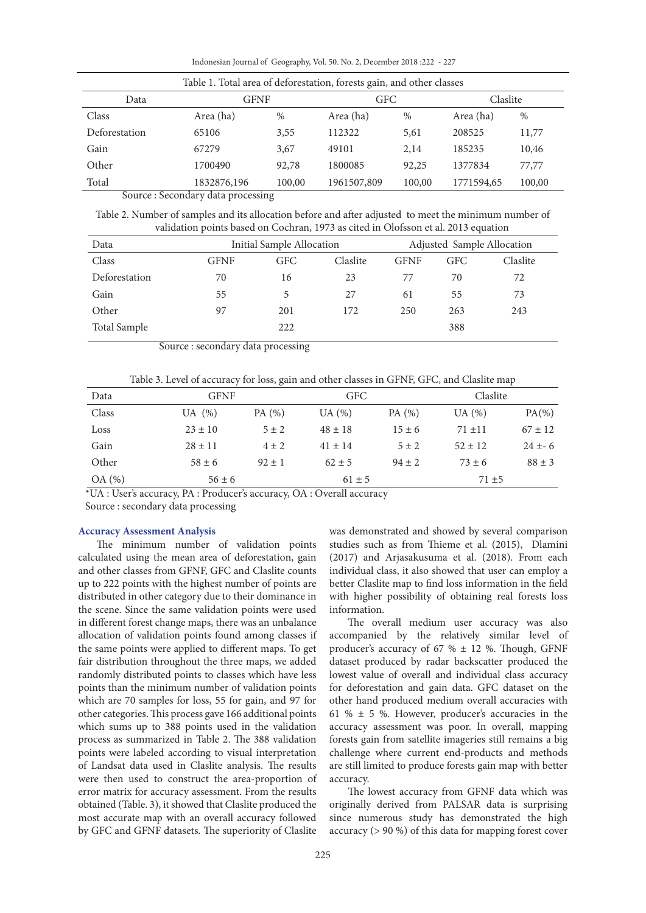Table 1. Total area of deforestation, forests gain, and other classes

| Data | GFNF | | GFC | | Claslite | |
|---|---|---|---|---|---|---|
| Class | Area (ha) | % | Area (ha) | % | Area (ha) | % |
| Deforestation | 65106 | 3,55 | 112322 | 5,61 | 208525 | 11,77 |
| Gain | 67279 | 3,67 | 49101 | 2,14 | 185235 | 10,46 |
| Other | 1700490 | 92,78 | 1800085 | 92,25 | 1377834 | 77,77 |
| Total | 1832876,196 | 100,00 | 1961507,809 | 100,00 | 1771594,65 | 100,00 |

Source : Secondary data processing

Table 2. Number of samples and its allocation before and after adjusted to meet the minimum number of validation points based on Cochran, 1973 as cited in Olofsson et al. 2013 equation

| Data | Initial Sample Allocation | | | Adjusted Sample Allocation | | |
|---|---|---|---|---|---|---|
| Class | GFNF | GFC | Claslite | GFNF | GFC | Claslite |
| Deforestation | 70 | 16 | 23 | 77 | 70 | 72 |
| Gain | 55 | 5 | 27 | 61 | 55 | 73 |
| Other | 97 | 201 | 172 | 250 | 263 | 243 |
| Total Sample | | 222 | | | 388 | |

Source : secondary data processing

Table 3. Level of accuracy for loss, gain and other classes in GFNF, GFC, and Claslite map

| Data | GFNF | | GFC | | Claslite | |
|---|---|---|---|---|---|---|
| Class | UA (%) | PA (%) | UA (%) | PA (%) | UA (%) | PA(%) |
| Loss | 23 ± 10 | 5 ± 2 | 48 ± 18 | 15 ± 6 | 71 ±11 | 67 ± 12 |
| Gain | 28 ± 11 | 4 ± 2 | 41 ± 14 | 5 ± 2 | 52 ± 12 | 24 ±- 6 |
| Other | 58 ± 6 | 92 ± 1 | 62 ± 5 | 94 ± 2 | 73 ± 6 | 88 ± 3 |
| OA (%) | 56 ± 6 | | 61 ± 5 | | 71 ±5 | |

*UA : User's accuracy, PA : Producer's accuracy, OA : Overall accuracy

Source : secondary data processing

### Accuracy Assessment Analysis

The minimum number of validation points calculated using the mean area of deforestation, gain and other classes from GFNF, GFC and Claslite counts up to 222 points with the highest number of points are distributed in other category due to their dominance in the scene. Since the same validation points were used in different forest change maps, there was an unbalance allocation of validation points found among classes if the same points were applied to different maps. To get fair distribution throughout the three maps, we added randomly distributed points to classes which have less points than the minimum number of validation points which are 70 samples for loss, 55 for gain, and 97 for other categories. This process gave 166 additional points which sums up to 388 points used in the validation process as summarized in Table 2. The 388 validation points were labeled according to visual interpretation of Landsat data used in Claslite analysis. The results were then used to construct the area-proportion of error matrix for accuracy assessment. From the results obtained (Table. 3), it showed that Claslite produced the most accurate map with an overall accuracy followed by GFC and GFNF datasets. The superiority of Claslite was demonstrated and showed by several comparison studies such as from Thieme et al. (2015), Dlamini (2017) and Arjasakusuma et al. (2018). From each individual class, it also showed that user can employ a better Claslite map to find loss information in the field with higher possibility of obtaining real forests loss information.

The overall medium user accuracy was also accompanied by the relatively similar level of producer's accuracy of 67 % ± 12 %. Though, GFNF dataset produced by radar backscatter produced the lowest value of overall and individual class accuracy for deforestation and gain data. GFC dataset on the other hand produced medium overall accuracies with 61 % ± 5 %. However, producer's accuracies in the accuracy assessment was poor. In overall, mapping forests gain from satellite imageries still remains a big challenge where current end-products and methods are still limited to produce forests gain map with better accuracy.

The lowest accuracy from GFNF data which was originally derived from PALSAR data is surprising since numerous study has demonstrated the high accuracy (> 90 %) of this data for mapping forest cover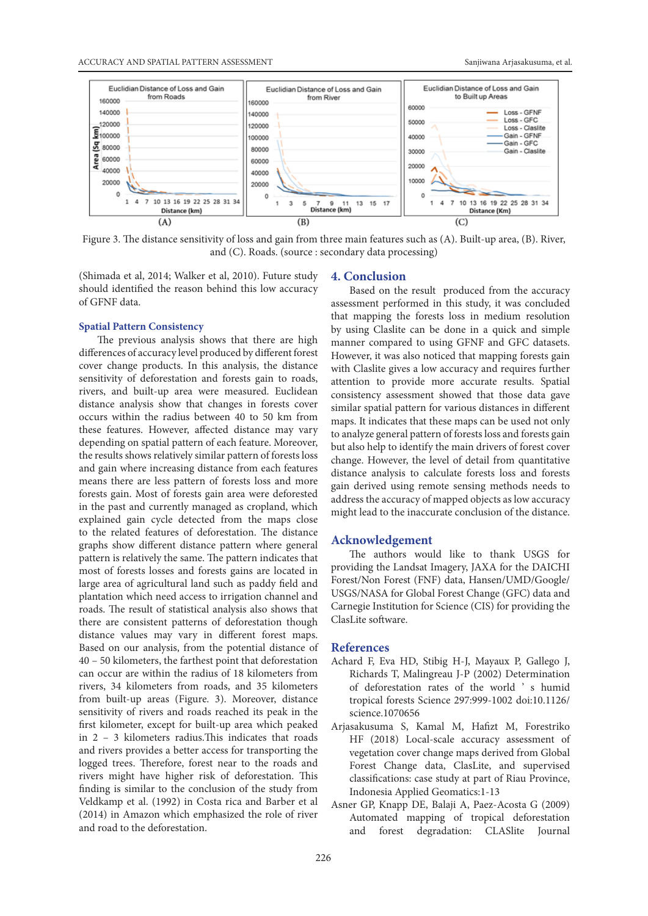Figure 3. The distance sensitivity of loss and gain from three main features such as (A). Built-up area, (B). River, and (C). Roads. (source : secondary data processing)

(Shimada et al, 2014; Walker et al, 2010). Future study should identified the reason behind this low accuracy of GFNF data.

### Spatial Pattern Consistency

The previous analysis shows that there are high differences of accuracy level produced by different forest cover change products. In this analysis, the distance sensitivity of deforestation and forests gain to roads, rivers, and built-up area were measured. Euclidean distance analysis show that changes in forests cover occurs within the radius between 40 to 50 km from these features. However, affected distance may vary depending on spatial pattern of each feature. Moreover, the results shows relatively similar pattern of forests loss and gain where increasing distance from each features means there are less pattern of forests loss and more forests gain. Most of forests gain area were deforested in the past and currently managed as cropland, which explained gain cycle detected from the maps close to the related features of deforestation. The distance graphs show different distance pattern where general pattern is relatively the same. The pattern indicates that most of forests losses and forests gains are located in large area of agricultural land such as paddy field and plantation which need access to irrigation channel and roads. The result of statistical analysis also shows that there are consistent patterns of deforestation though distance values may vary in different forest maps. Based on our analysis, from the potential distance of 40 – 50 kilometers, the farthest point that deforestation can occur are within the radius of 18 kilometers from rivers, 34 kilometers from roads, and 35 kilometers from built-up areas (Figure. 3). Moreover, distance sensitivity of rivers and roads reached its peak in the first kilometer, except for built-up area which peaked in 2 – 3 kilometers radius.This indicates that roads and rivers provides a better access for transporting the logged trees. Therefore, forest near to the roads and rivers might have higher risk of deforestation. This finding is similar to the conclusion of the study from Veldkamp et al. (1992) in Costa rica and Barber et al (2014) in Amazon which emphasized the role of river and road to the deforestation.

## 4. Conclusion

Based on the result produced from the accuracy assessment performed in this study, it was concluded that mapping the forests loss in medium resolution by using Claslite can be done in a quick and simple manner compared to using GFNF and GFC datasets. However, it was also noticed that mapping forests gain with Claslite gives a low accuracy and requires further attention to provide more accurate results. Spatial consistency assessment showed that those data gave similar spatial pattern for various distances in different maps. It indicates that these maps can be used not only to analyze general pattern of forests loss and forests gain but also help to identify the main drivers of forest cover change. However, the level of detail from quantitative distance analysis to calculate forests loss and forests gain derived using remote sensing methods needs to address the accuracy of mapped objects as low accuracy might lead to the inaccurate conclusion of the distance.

## Acknowledgement

The authors would like to thank USGS for providing the Landsat Imagery, JAXA for the DAICHI Forest/Non Forest (FNF) data, Hansen/UMD/Google/USGS/NASA for Global Forest Change (GFC) data and Carnegie Institution for Science (CIS) for providing the ClasLite software.

## References

Achard F, Eva HD, Stibig H-J, Mayaux P, Gallego J, Richards T, Malingreau J-P (2002) Determination of deforestation rates of the world ' s humid tropical forests Science 297:999-1002 doi:10.1126/science.1070656

Arjasakusuma S, Kamal M, Hafizt M, Forestriko HF (2018) Local-scale accuracy assessment of vegetation cover change maps derived from Global Forest Change data, ClasLite, and supervised classifications: case study at part of Riau Province, Indonesia Applied Geomatics:1-13

Asner GP, Knapp DE, Balaji A, Paez-Acosta G (2009) Automated mapping of tropical deforestation and forest degradation: CLASlite Journal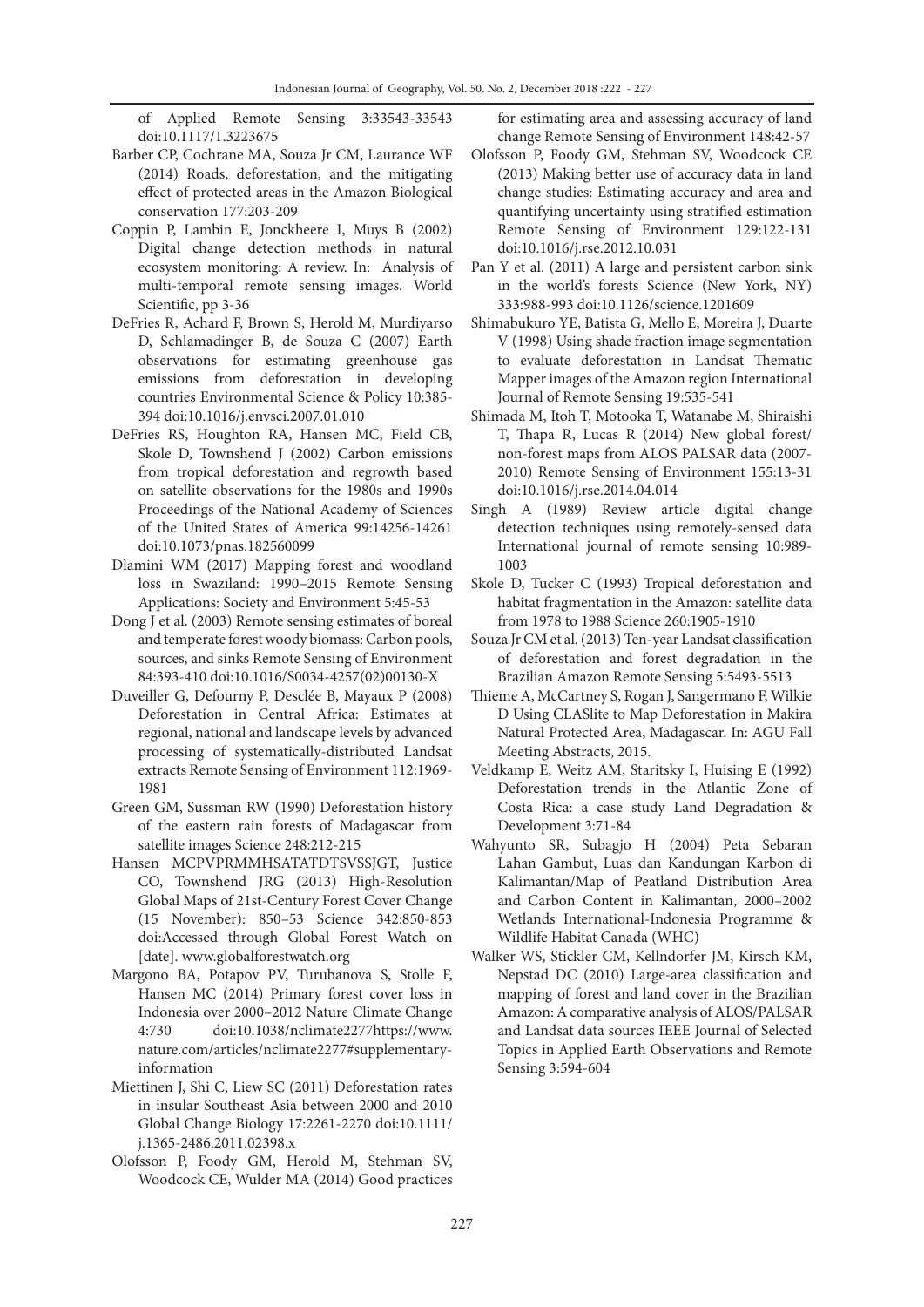of Applied Remote Sensing 3:33543-33543 doi:10.1117/1.3223675

Barber CP, Cochrane MA, Souza Jr CM, Laurance WF (2014) Roads, deforestation, and the mitigating effect of protected areas in the Amazon Biological conservation 177:203-209

Coppin P, Lambin E, Jonckheere I, Muys B (2002) Digital change detection methods in natural ecosystem monitoring: A review. In: Analysis of multi-temporal remote sensing images. World Scientific, pp 3-36

DeFries R, Achard F, Brown S, Herold M, Murdiyarso D, Schlamadinger B, de Souza C (2007) Earth observations for estimating greenhouse gas emissions from deforestation in developing countries Environmental Science & Policy 10:385-394 doi:10.1016/j.envsci.2007.01.010

DeFries RS, Houghton RA, Hansen MC, Field CB, Skole D, Townshend J (2002) Carbon emissions from tropical deforestation and regrowth based on satellite observations for the 1980s and 1990s Proceedings of the National Academy of Sciences of the United States of America 99:14256-14261 doi:10.1073/pnas.182560099

Dlamini WM (2017) Mapping forest and woodland loss in Swaziland: 1990–2015 Remote Sensing Applications: Society and Environment 5:45-53

Dong J et al. (2003) Remote sensing estimates of boreal and temperate forest woody biomass: Carbon pools, sources, and sinks Remote Sensing of Environment 84:393-410 doi:10.1016/S0034-4257(02)00130-X

Duveiller G, Defourny P, Desclée B, Mayaux P (2008) Deforestation in Central Africa: Estimates at regional, national and landscape levels by advanced processing of systematically-distributed Landsat extracts Remote Sensing of Environment 112:1969-1981

Green GM, Sussman RW (1990) Deforestation history of the eastern rain forests of Madagascar from satellite images Science 248:212-215

Hansen MCPVPRMMHSATATDTSVSSJGT, Justice CO, Townshend JRG (2013) High-Resolution Global Maps of 21st-Century Forest Cover Change (15 November): 850–53 Science 342:850-853 doi:Accessed through Global Forest Watch on [date]. www.globalforestwatch.org

Margono BA, Potapov PV, Turubanova S, Stolle F, Hansen MC (2014) Primary forest cover loss in Indonesia over 2000–2012 Nature Climate Change 4:730 doi:10.1038/nclimate2277https://www.nature.com/articles/nclimate2277#supplementary-information

Miettinen J, Shi C, Liew SC (2011) Deforestation rates in insular Southeast Asia between 2000 and 2010 Global Change Biology 17:2261-2270 doi:10.1111/j.1365-2486.2011.02398.x

Olofsson P, Foody GM, Herold M, Stehman SV, Woodcock CE, Wulder MA (2014) Good practices for estimating area and assessing accuracy of land change Remote Sensing of Environment 148:42-57

Olofsson P, Foody GM, Stehman SV, Woodcock CE (2013) Making better use of accuracy data in land change studies: Estimating accuracy and area and quantifying uncertainty using stratified estimation Remote Sensing of Environment 129:122-131 doi:10.1016/j.rse.2012.10.031

Pan Y et al. (2011) A large and persistent carbon sink in the world's forests Science (New York, NY) 333:988-993 doi:10.1126/science.1201609

Shimabukuro YE, Batista G, Mello E, Moreira J, Duarte V (1998) Using shade fraction image segmentation to evaluate deforestation in Landsat Thematic Mapper images of the Amazon region International Journal of Remote Sensing 19:535-541

Shimada M, Itoh T, Motooka T, Watanabe M, Shiraishi T, Thapa R, Lucas R (2014) New global forest/non-forest maps from ALOS PALSAR data (2007-2010) Remote Sensing of Environment 155:13-31 doi:10.1016/j.rse.2014.04.014

Singh A (1989) Review article digital change detection techniques using remotely-sensed data International journal of remote sensing 10:989-1003

Skole D, Tucker C (1993) Tropical deforestation and habitat fragmentation in the Amazon: satellite data from 1978 to 1988 Science 260:1905-1910

Souza Jr CM et al. (2013) Ten-year Landsat classification of deforestation and forest degradation in the Brazilian Amazon Remote Sensing 5:5493-5513

Thieme A, McCartney S, Rogan J, Sangermano F, Wilkie D Using CLASlite to Map Deforestation in Makira Natural Protected Area, Madagascar. In: AGU Fall Meeting Abstracts, 2015.

Veldkamp E, Weitz AM, Staritsky I, Huising E (1992) Deforestation trends in the Atlantic Zone of Costa Rica: a case study Land Degradation & Development 3:71-84

Wahyunto SR, Subagjo H (2004) Peta Sebaran Lahan Gambut, Luas dan Kandungan Karbon di Kalimantan/Map of Peatland Distribution Area and Carbon Content in Kalimantan, 2000–2002 Wetlands International-Indonesia Programme & Wildlife Habitat Canada (WHC)

Walker WS, Stickler CM, Kellndorfer JM, Kirsch KM, Nepstad DC (2010) Large-area classification and mapping of forest and land cover in the Brazilian Amazon: A comparative analysis of ALOS/PALSAR and Landsat data sources IEEE Journal of Selected Topics in Applied Earth Observations and Remote Sensing 3:594-604